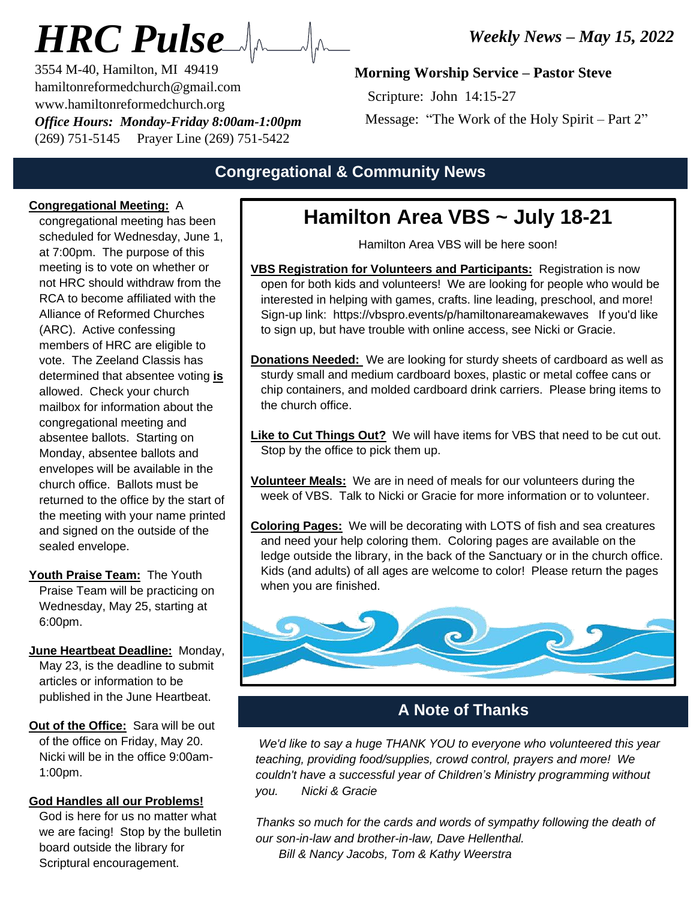# *HRC Pulse*

3554 M-40, Hamilton, MI 49419
hamiltonreformedchurch@gmail.com
www.hamiltonreformedchurch.org
***Office Hours: Monday-Friday 8:00am-1:00pm***
(269) 751-5145 Prayer Line (269) 751-5422

***Weekly News – May 15, 2022***

**Morning Worship Service – Pastor Steve**

Scripture: John 14:15-27

Message: "The Work of the Holy Spirit – Part 2"

## Congregational & Community News

**Congregational Meeting:** A congregational meeting has been scheduled for Wednesday, June 1, at 7:00pm. The purpose of this meeting is to vote on whether or not HRC should withdraw from the RCA to become affiliated with the Alliance of Reformed Churches (ARC). Active confessing members of HRC are eligible to vote. The Zeeland Classis has determined that absentee voting **is** allowed. Check your church mailbox for information about the congregational meeting and absentee ballots. Starting on Monday, absentee ballots and envelopes will be available in the church office. Ballots must be returned to the office by the start of the meeting with your name printed and signed on the outside of the sealed envelope.

**Youth Praise Team:** The Youth Praise Team will be practicing on Wednesday, May 25, starting at 6:00pm.

**June Heartbeat Deadline:** Monday, May 23, is the deadline to submit articles or information to be published in the June Heartbeat.

**Out of the Office:** Sara will be out of the office on Friday, May 20. Nicki will be in the office 9:00am-1:00pm.

**God Handles all our Problems!** God is here for us no matter what we are facing! Stop by the bulletin board outside the library for Scriptural encouragement.

## Hamilton Area VBS ~ July 18-21

Hamilton Area VBS will be here soon!

**VBS Registration for Volunteers and Participants:** Registration is now open for both kids and volunteers! We are looking for people who would be interested in helping with games, crafts. line leading, preschool, and more! Sign-up link: https://vbspro.events/p/hamiltonareamakewaves If you'd like to sign up, but have trouble with online access, see Nicki or Gracie.

**Donations Needed:** We are looking for sturdy sheets of cardboard as well as sturdy small and medium cardboard boxes, plastic or metal coffee cans or chip containers, and molded cardboard drink carriers. Please bring items to the church office.

**Like to Cut Things Out?** We will have items for VBS that need to be cut out. Stop by the office to pick them up.

**Volunteer Meals:** We are in need of meals for our volunteers during the week of VBS. Talk to Nicki or Gracie for more information or to volunteer.

**Coloring Pages:** We will be decorating with LOTS of fish and sea creatures and need your help coloring them. Coloring pages are available on the ledge outside the library, in the back of the Sanctuary or in the church office. Kids (and adults) of all ages are welcome to color! Please return the pages when you are finished.

## A Note of Thanks

*We'd like to say a huge THANK YOU to everyone who volunteered this year teaching, providing food/supplies, crowd control, prayers and more! We couldn't have a successful year of Children's Ministry programming without you. Nicki & Gracie*

*Thanks so much for the cards and words of sympathy following the death of our son-in-law and brother-in-law, Dave Hellenthal.*
*Bill & Nancy Jacobs, Tom & Kathy Weerstra*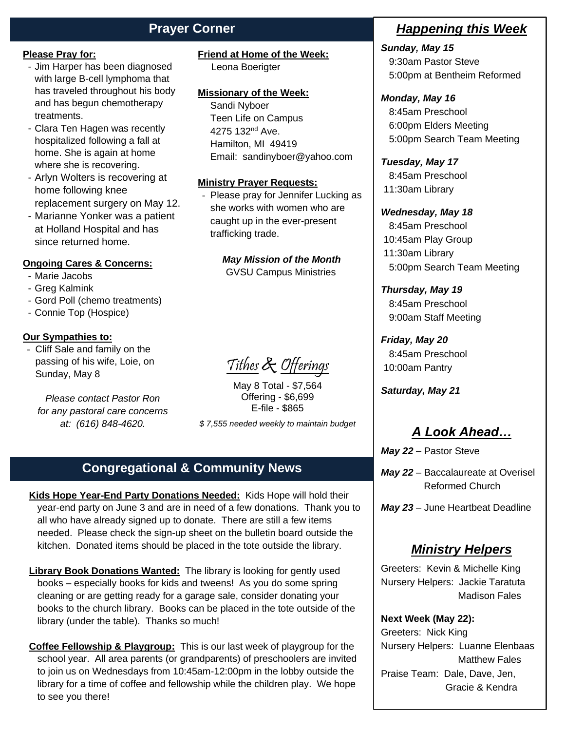## Prayer Corner

**Please Pray for:**

- Jim Harper has been diagnosed with large B-cell lymphoma that has traveled throughout his body and has begun chemotherapy treatments.
- Clara Ten Hagen was recently hospitalized following a fall at home. She is again at home where she is recovering.
- Arlyn Wolters is recovering at home following knee replacement surgery on May 12.
- Marianne Yonker was a patient at Holland Hospital and has since returned home.

**Ongoing Cares & Concerns:**

- Marie Jacobs
- Greg Kalmink
- Gord Poll (chemo treatments)
- Connie Top (Hospice)

**Our Sympathies to:**

- Cliff Sale and family on the passing of his wife, Loie, on Sunday, May 8

*Please contact Pastor Ron for any pastoral care concerns at: (616) 848-4620.*

**Friend at Home of the Week:**
Leona Boerigter

**Missionary of the Week:**
Sandi Nyboer
Teen Life on Campus
4275 132nd Ave.
Hamilton, MI 49419
Email: sandinyboer@yahoo.com

**Ministry Prayer Requests:**

- Please pray for Jennifer Lucking as she works with women who are caught up in the ever-present trafficking trade.

***May Mission of the Month***
GVSU Campus Ministries

### Tithes & Offerings

May 8 Total - $7,564
Offering - $6,699
E-file - $865

*$ 7,555 needed weekly to maintain budget*

## Congregational & Community News

**Kids Hope Year-End Party Donations Needed:** Kids Hope will hold their year-end party on June 3 and are in need of a few donations. Thank you to all who have already signed up to donate. There are still a few items needed. Please check the sign-up sheet on the bulletin board outside the kitchen. Donated items should be placed in the tote outside the library.

**Library Book Donations Wanted:** The library is looking for gently used books – especially books for kids and tweens! As you do some spring cleaning or are getting ready for a garage sale, consider donating your books to the church library. Books can be placed in the tote outside of the library (under the table). Thanks so much!

**Coffee Fellowship & Playgroup:** This is our last week of playgroup for the school year. All area parents (or grandparents) of preschoolers are invited to join us on Wednesdays from 10:45am-12:00pm in the lobby outside the library for a time of coffee and fellowship while the children play. We hope to see you there!

## *Happening this Week*

***Sunday, May 15***
9:30am Pastor Steve
5:00pm at Bentheim Reformed

***Monday, May 16***
8:45am Preschool
6:00pm Elders Meeting
5:00pm Search Team Meeting

***Tuesday, May 17***
8:45am Preschool
11:30am Library

***Wednesday, May 18***
8:45am Preschool
10:45am Play Group
11:30am Library
5:00pm Search Team Meeting

***Thursday, May 19***
8:45am Preschool
9:00am Staff Meeting

***Friday, May 20***
8:45am Preschool
10:00am Pantry

***Saturday, May 21***

## *A Look Ahead…*

***May 22*** – Pastor Steve

***May 22*** – Baccalaureate at Overisel Reformed Church

***May 23*** – June Heartbeat Deadline

## *Ministry Helpers*

Greeters: Kevin & Michelle King
Nursery Helpers: Jackie Taratuta
Madison Fales

**Next Week (May 22):**
Greeters: Nick King
Nursery Helpers: Luanne Elenbaas
Matthew Fales
Praise Team: Dale, Dave, Jen,
Gracie & Kendra